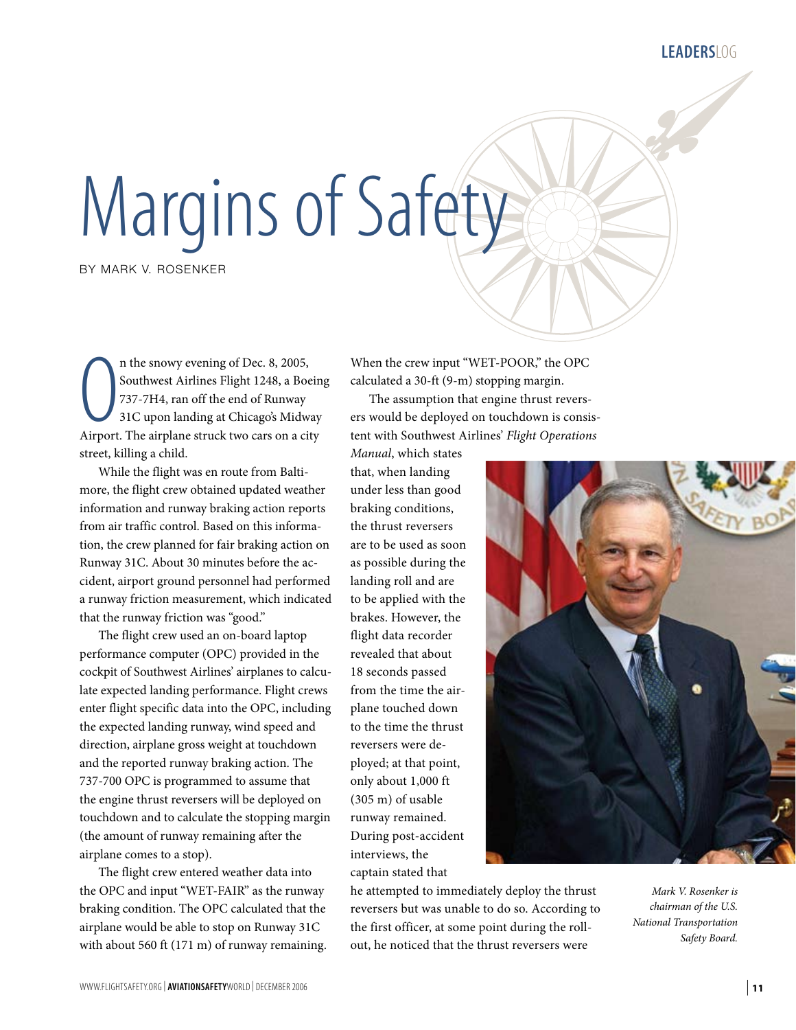# Margins of Safety

BY MARK V. ROSENKER

On the snowy evening of Dec. 8, 2005, Southwest Airlines Flight 1248, a Boeing 737-7H4, ran off the end of Runway 31C upon landing at Chicago's Midway Airport. The airplane struck two cars on a city street, killing a child.

While the flight was en route from Baltimore, the flight crew obtained updated weather information and runway braking action reports from air traffic control. Based on this information, the crew planned for fair braking action on Runway 31C. About 30 minutes before the accident, airport ground personnel had performed a runway friction measurement, which indicated that the runway friction was "good."

The flight crew used an on-board laptop performance computer (OPC) provided in the cockpit of Southwest Airlines' airplanes to calculate expected landing performance. Flight crews enter flight specific data into the OPC, including the expected landing runway, wind speed and direction, airplane gross weight at touchdown and the reported runway braking action. The 737-700 OPC is programmed to assume that the engine thrust reversers will be deployed on touchdown and to calculate the stopping margin (the amount of runway remaining after the airplane comes to a stop).

The flight crew entered weather data into the OPC and input "WET-FAIR" as the runway braking condition. The OPC calculated that the airplane would be able to stop on Runway 31C with about 560 ft (171 m) of runway remaining. When the crew input "WET-POOR," the OPC calculated a 30-ft (9-m) stopping margin.

The assumption that engine thrust reversers would be deployed on touchdown is consistent with Southwest Airlines' *Flight Operations Manual*, which states that, when landing under less than good braking conditions, the thrust reversers are to be used as soon as possible during the landing roll and are to be applied with the brakes. However, the flight data recorder revealed that about 18 seconds passed from the time the airplane touched down to the time the thrust reversers were deployed; at that point, only about 1,000 ft (305 m) of usable runway remained. During post-accident interviews, the captain stated that he attempted to immediately deploy the thrust reversers but was unable to do so. According to the first officer, at some point during the rollout, he noticed that the thrust reversers were

*Mark V. Rosenker is chairman of the U.S. National Transportation Safety Board.*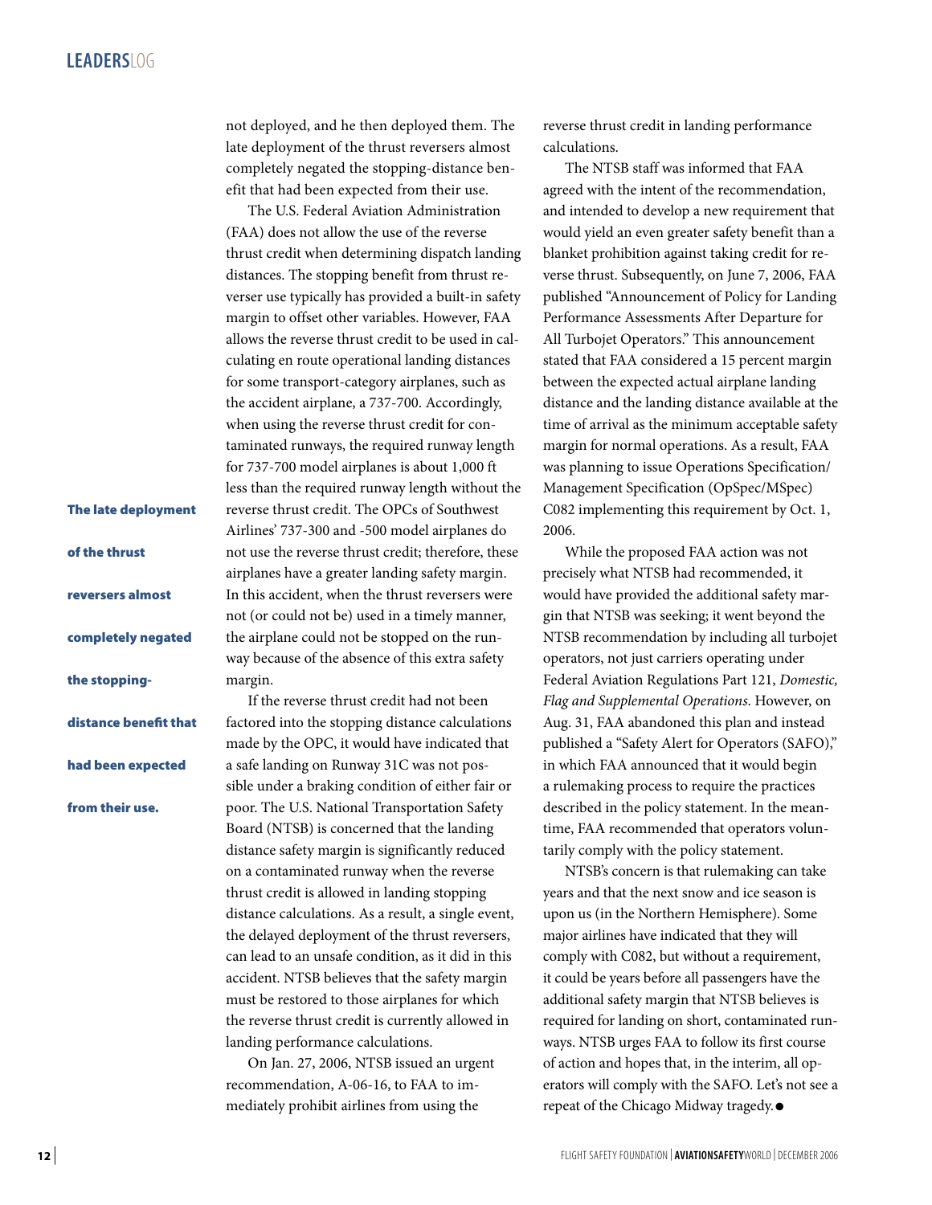not deployed, and he then deployed them. The late deployment of the thrust reversers almost completely negated the stopping-distance benefit that had been expected from their use.

The U.S. Federal Aviation Administration (FAA) does not allow the use of the reverse thrust credit when determining dispatch landing distances. The stopping benefit from thrust reverser use typically has provided a built-in safety margin to offset other variables. However, FAA allows the reverse thrust credit to be used in calculating en route operational landing distances for some transport-category airplanes, such as the accident airplane, a 737-700. Accordingly, when using the reverse thrust credit for contaminated runways, the required runway length for 737-700 model airplanes is about 1,000 ft less than the required runway length without the reverse thrust credit. The OPCs of Southwest Airlines' 737-300 and -500 model airplanes do not use the reverse thrust credit; therefore, these airplanes have a greater landing safety margin. In this accident, when the thrust reversers were not (or could not be) used in a timely manner, the airplane could not be stopped on the runway because of the absence of this extra safety margin.

**The late deployment of the thrust reversers almost completely negated the stopping-distance benefit that had been expected from their use.**

If the reverse thrust credit had not been factored into the stopping distance calculations made by the OPC, it would have indicated that a safe landing on Runway 31C was not possible under a braking condition of either fair or poor. The U.S. National Transportation Safety Board (NTSB) is concerned that the landing distance safety margin is significantly reduced on a contaminated runway when the reverse thrust credit is allowed in landing stopping distance calculations. As a result, a single event, the delayed deployment of the thrust reversers, can lead to an unsafe condition, as it did in this accident. NTSB believes that the safety margin must be restored to those airplanes for which the reverse thrust credit is currently allowed in landing performance calculations.

On Jan. 27, 2006, NTSB issued an urgent recommendation, A-06-16, to FAA to immediately prohibit airlines from using the reverse thrust credit in landing performance calculations.

The NTSB staff was informed that FAA agreed with the intent of the recommendation, and intended to develop a new requirement that would yield an even greater safety benefit than a blanket prohibition against taking credit for reverse thrust. Subsequently, on June 7, 2006, FAA published "Announcement of Policy for Landing Performance Assessments After Departure for All Turbojet Operators." This announcement stated that FAA considered a 15 percent margin between the expected actual airplane landing distance and the landing distance available at the time of arrival as the minimum acceptable safety margin for normal operations. As a result, FAA was planning to issue Operations Specification/Management Specification (OpSpec/MSpec) C082 implementing this requirement by Oct. 1, 2006.

While the proposed FAA action was not precisely what NTSB had recommended, it would have provided the additional safety margin that NTSB was seeking; it went beyond the NTSB recommendation by including all turbojet operators, not just carriers operating under Federal Aviation Regulations Part 121, *Domestic, Flag and Supplemental Operations*. However, on Aug. 31, FAA abandoned this plan and instead published a "Safety Alert for Operators (SAFO)," in which FAA announced that it would begin a rulemaking process to require the practices described in the policy statement. In the meantime, FAA recommended that operators voluntarily comply with the policy statement.

NTSB's concern is that rulemaking can take years and that the next snow and ice season is upon us (in the Northern Hemisphere). Some major airlines have indicated that they will comply with C082, but without a requirement, it could be years before all passengers have the additional safety margin that NTSB believes is required for landing on short, contaminated runways. NTSB urges FAA to follow its first course of action and hopes that, in the interim, all operators will comply with the SAFO. Let's not see a repeat of the Chicago Midway tragedy. ●